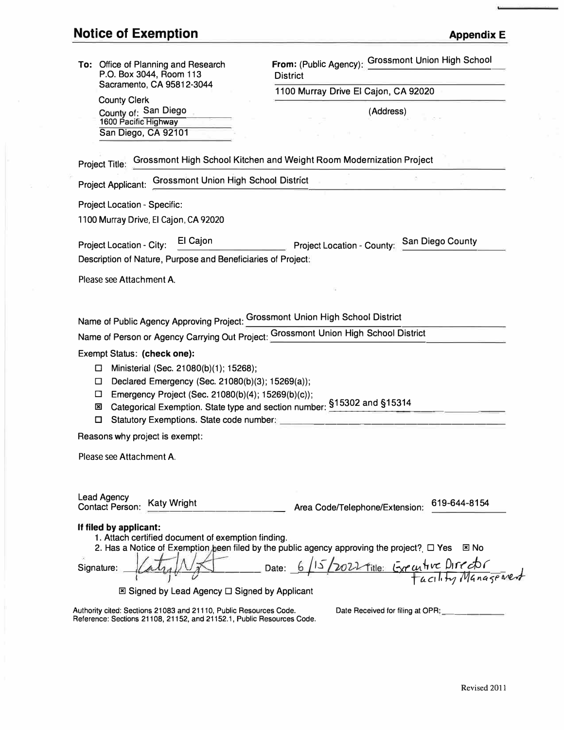# Notice of Exemption

**Appendix E**

**To:** Office of Planning and Research
P.O. Box 3044, Room 113
Sacramento, CA 95812-3044

County Clerk
County of: San Diego
1600 Pacific Highway
San Diego, CA 92101

**From:** (Public Agency): Grossmont Union High School District

1100 Murray Drive El Cajon, CA 92020

(Address)

Project Title: Grossmont High School Kitchen and Weight Room Modernization Project

Project Applicant: Grossmont Union High School District

Project Location - Specific:

1100 Murray Drive, El Cajon, CA 92020

Project Location - City: El Cajon

Project Location - County: San Diego County

Description of Nature, Purpose and Beneficiaries of Project:

Please see Attachment A.

Name of Public Agency Approving Project: Grossmont Union High School District

Name of Person or Agency Carrying Out Project: Grossmont Union High School District

Exempt Status: **(check one):**

- ☐ Ministerial (Sec. 21080(b)(1); 15268);
- ☐ Declared Emergency (Sec. 21080(b)(3); 15269(a));
- ☐ Emergency Project (Sec. 21080(b)(4); 15269(b)(c));
- ☒ Categorical Exemption. State type and section number: §15302 and §15314
- ☐ Statutory Exemptions. State code number:

Reasons why project is exempt:

Please see Attachment A.

Lead Agency Contact Person: Katy Wright

Area Code/Telephone/Extension: 619-644-8154

**If filed by applicant:**

1. Attach certified document of exemption finding.
2. Has a Notice of Exemption been filed by the public agency approving the project? ☐ Yes ☒ No

Signature: [signature] Date: 6/15/2022 Title: Executive Director Facility Management

☒ Signed by Lead Agency ☐ Signed by Applicant

Authority cited: Sections 21083 and 21110, Public Resources Code.
Reference: Sections 21108, 21152, and 21152.1, Public Resources Code.

Date Received for filing at OPR:

Revised 2011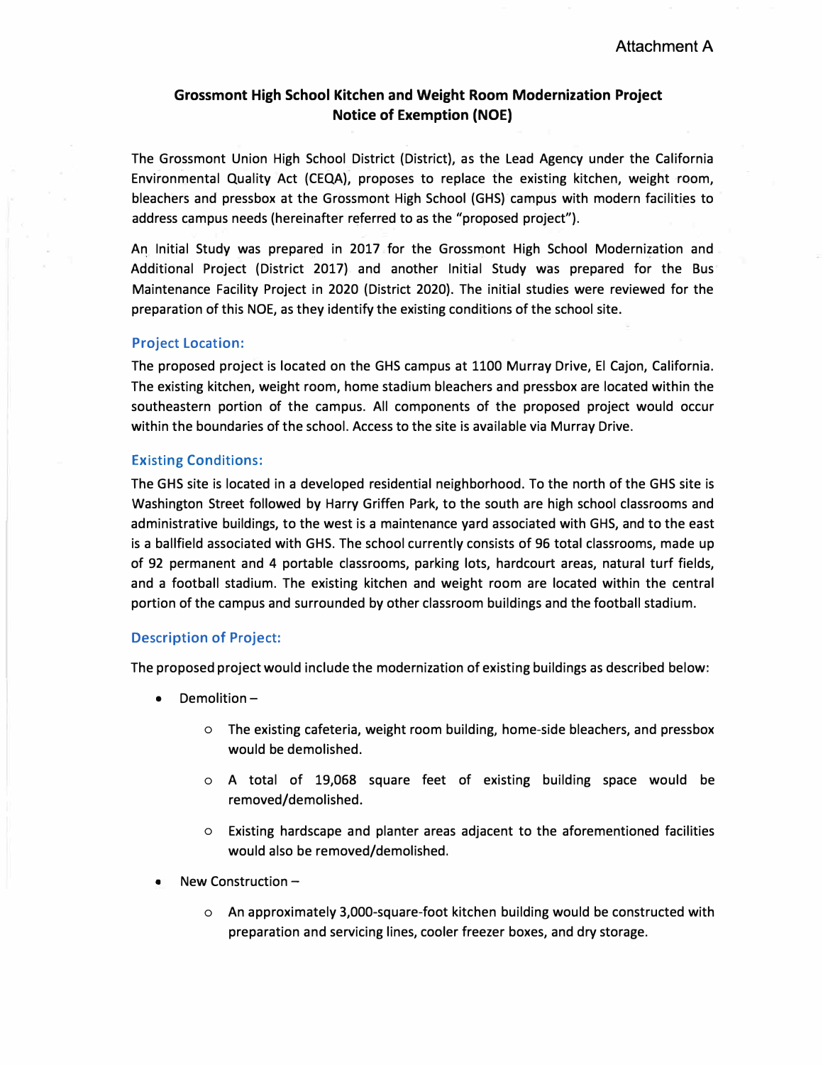Attachment A

# Grossmont High School Kitchen and Weight Room Modernization Project Notice of Exemption (NOE)

The Grossmont Union High School District (District), as the Lead Agency under the California Environmental Quality Act (CEQA), proposes to replace the existing kitchen, weight room, bleachers and pressbox at the Grossmont High School (GHS) campus with modern facilities to address campus needs (hereinafter referred to as the "proposed project").

An Initial Study was prepared in 2017 for the Grossmont High School Modernization and Additional Project (District 2017) and another Initial Study was prepared for the Bus Maintenance Facility Project in 2020 (District 2020). The initial studies were reviewed for the preparation of this NOE, as they identify the existing conditions of the school site.

## Project Location:

The proposed project is located on the GHS campus at 1100 Murray Drive, El Cajon, California. The existing kitchen, weight room, home stadium bleachers and pressbox are located within the southeastern portion of the campus. All components of the proposed project would occur within the boundaries of the school. Access to the site is available via Murray Drive.

## Existing Conditions:

The GHS site is located in a developed residential neighborhood. To the north of the GHS site is Washington Street followed by Harry Griffen Park, to the south are high school classrooms and administrative buildings, to the west is a maintenance yard associated with GHS, and to the east is a ballfield associated with GHS. The school currently consists of 96 total classrooms, made up of 92 permanent and 4 portable classrooms, parking lots, hardcourt areas, natural turf fields, and a football stadium. The existing kitchen and weight room are located within the central portion of the campus and surrounded by other classroom buildings and the football stadium.

## Description of Project:

The proposed project would include the modernization of existing buildings as described below:

- Demolition –
  - The existing cafeteria, weight room building, home-side bleachers, and pressbox would be demolished.
  - A total of 19,068 square feet of existing building space would be removed/demolished.
  - Existing hardscape and planter areas adjacent to the aforementioned facilities would also be removed/demolished.
- New Construction –
  - An approximately 3,000-square-foot kitchen building would be constructed with preparation and servicing lines, cooler freezer boxes, and dry storage.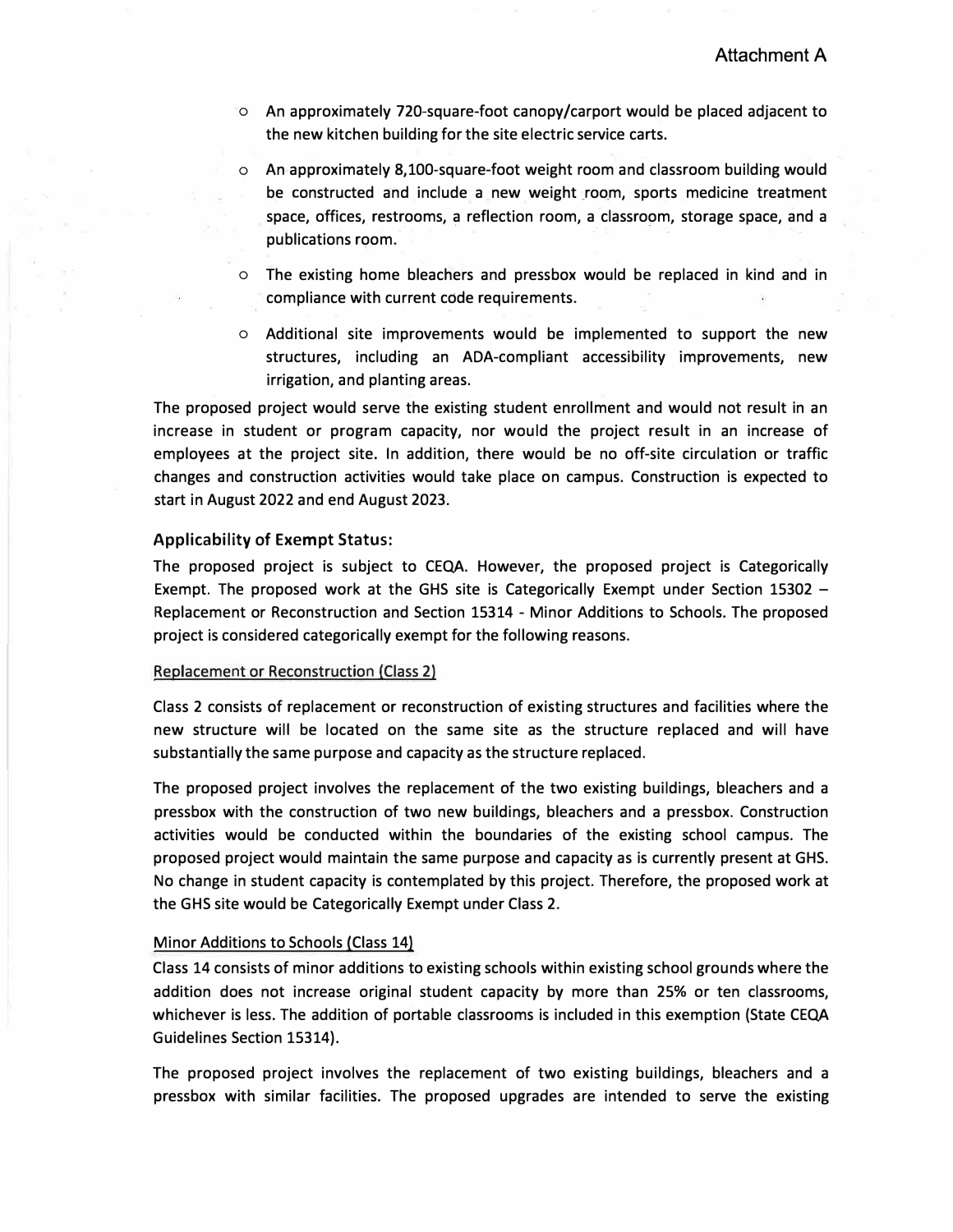- An approximately 720-square-foot canopy/carport would be placed adjacent to the new kitchen building for the site electric service carts.
- An approximately 8,100-square-foot weight room and classroom building would be constructed and include a new weight room, sports medicine treatment space, offices, restrooms, a reflection room, a classroom, storage space, and a publications room.
- The existing home bleachers and pressbox would be replaced in kind and in compliance with current code requirements.
- Additional site improvements would be implemented to support the new structures, including an ADA-compliant accessibility improvements, new irrigation, and planting areas.

The proposed project would serve the existing student enrollment and would not result in an increase in student or program capacity, nor would the project result in an increase of employees at the project site. In addition, there would be no off-site circulation or traffic changes and construction activities would take place on campus. Construction is expected to start in August 2022 and end August 2023.

### Applicability of Exempt Status:

The proposed project is subject to CEQA. However, the proposed project is Categorically Exempt. The proposed work at the GHS site is Categorically Exempt under Section 15302 – Replacement or Reconstruction and Section 15314 - Minor Additions to Schools. The proposed project is considered categorically exempt for the following reasons.

<u>Replacement or Reconstruction (Class 2)</u>

Class 2 consists of replacement or reconstruction of existing structures and facilities where the new structure will be located on the same site as the structure replaced and will have substantially the same purpose and capacity as the structure replaced.

The proposed project involves the replacement of the two existing buildings, bleachers and a pressbox with the construction of two new buildings, bleachers and a pressbox. Construction activities would be conducted within the boundaries of the existing school campus. The proposed project would maintain the same purpose and capacity as is currently present at GHS. No change in student capacity is contemplated by this project. Therefore, the proposed work at the GHS site would be Categorically Exempt under Class 2.

<u>Minor Additions to Schools (Class 14)</u>

Class 14 consists of minor additions to existing schools within existing school grounds where the addition does not increase original student capacity by more than 25% or ten classrooms, whichever is less. The addition of portable classrooms is included in this exemption (State CEQA Guidelines Section 15314).

The proposed project involves the replacement of two existing buildings, bleachers and a pressbox with similar facilities. The proposed upgrades are intended to serve the existing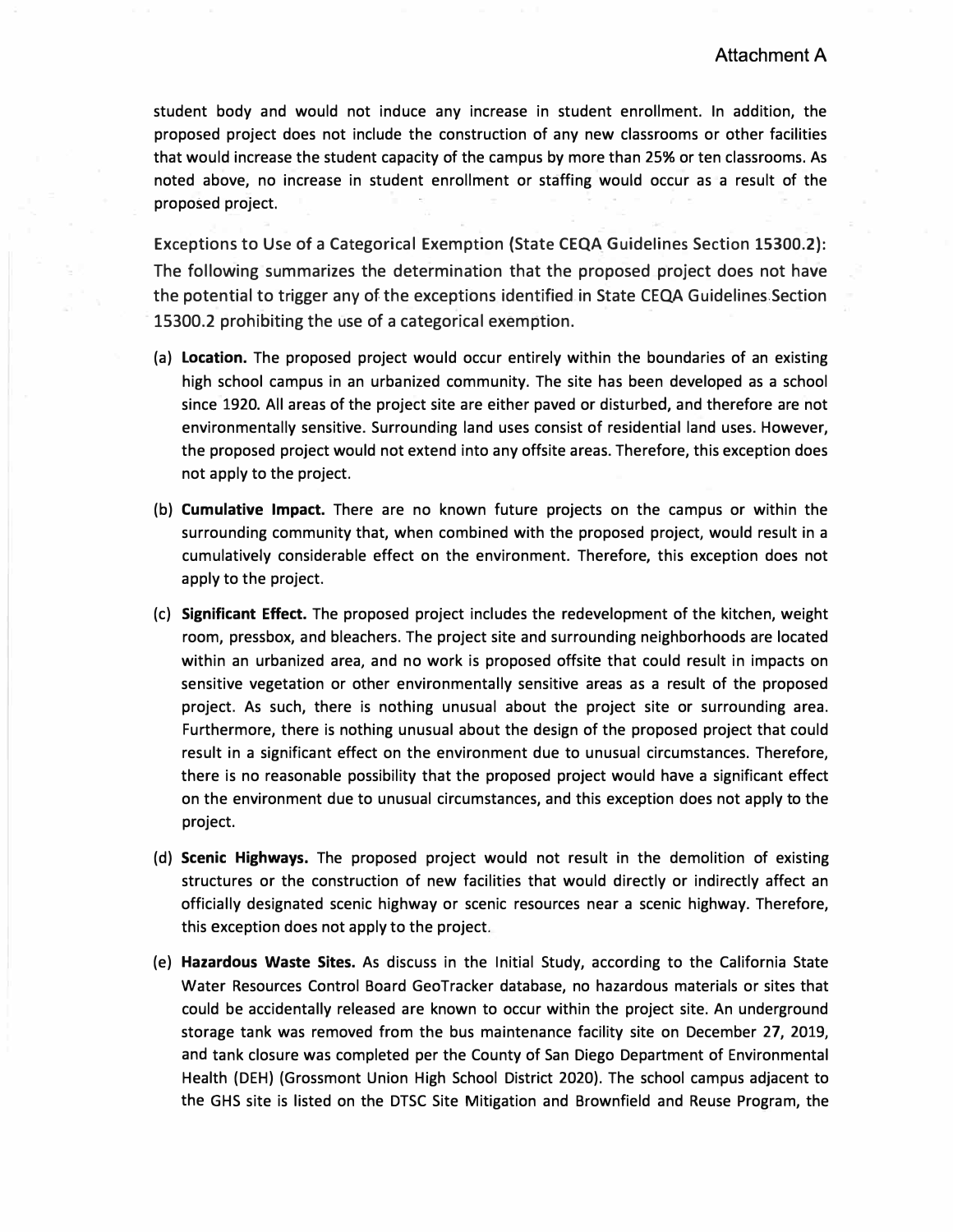student body and would not induce any increase in student enrollment. In addition, the proposed project does not include the construction of any new classrooms or other facilities that would increase the student capacity of the campus by more than 25% or ten classrooms. As noted above, no increase in student enrollment or staffing would occur as a result of the proposed project.

Exceptions to Use of a Categorical Exemption (State CEQA Guidelines Section 15300.2): The following summarizes the determination that the proposed project does not have the potential to trigger any of the exceptions identified in State CEQA Guidelines Section 15300.2 prohibiting the use of a categorical exemption.

(a) **Location.** The proposed project would occur entirely within the boundaries of an existing high school campus in an urbanized community. The site has been developed as a school since 1920. All areas of the project site are either paved or disturbed, and therefore are not environmentally sensitive. Surrounding land uses consist of residential land uses. However, the proposed project would not extend into any offsite areas. Therefore, this exception does not apply to the project.

(b) **Cumulative Impact.** There are no known future projects on the campus or within the surrounding community that, when combined with the proposed project, would result in a cumulatively considerable effect on the environment. Therefore, this exception does not apply to the project.

(c) **Significant Effect.** The proposed project includes the redevelopment of the kitchen, weight room, pressbox, and bleachers. The project site and surrounding neighborhoods are located within an urbanized area, and no work is proposed offsite that could result in impacts on sensitive vegetation or other environmentally sensitive areas as a result of the proposed project. As such, there is nothing unusual about the project site or surrounding area. Furthermore, there is nothing unusual about the design of the proposed project that could result in a significant effect on the environment due to unusual circumstances. Therefore, there is no reasonable possibility that the proposed project would have a significant effect on the environment due to unusual circumstances, and this exception does not apply to the project.

(d) **Scenic Highways.** The proposed project would not result in the demolition of existing structures or the construction of new facilities that would directly or indirectly affect an officially designated scenic highway or scenic resources near a scenic highway. Therefore, this exception does not apply to the project.

(e) **Hazardous Waste Sites.** As discuss in the Initial Study, according to the California State Water Resources Control Board GeoTracker database, no hazardous materials or sites that could be accidentally released are known to occur within the project site. An underground storage tank was removed from the bus maintenance facility site on December 27, 2019, and tank closure was completed per the County of San Diego Department of Environmental Health (DEH) (Grossmont Union High School District 2020). The school campus adjacent to the GHS site is listed on the DTSC Site Mitigation and Brownfield and Reuse Program, the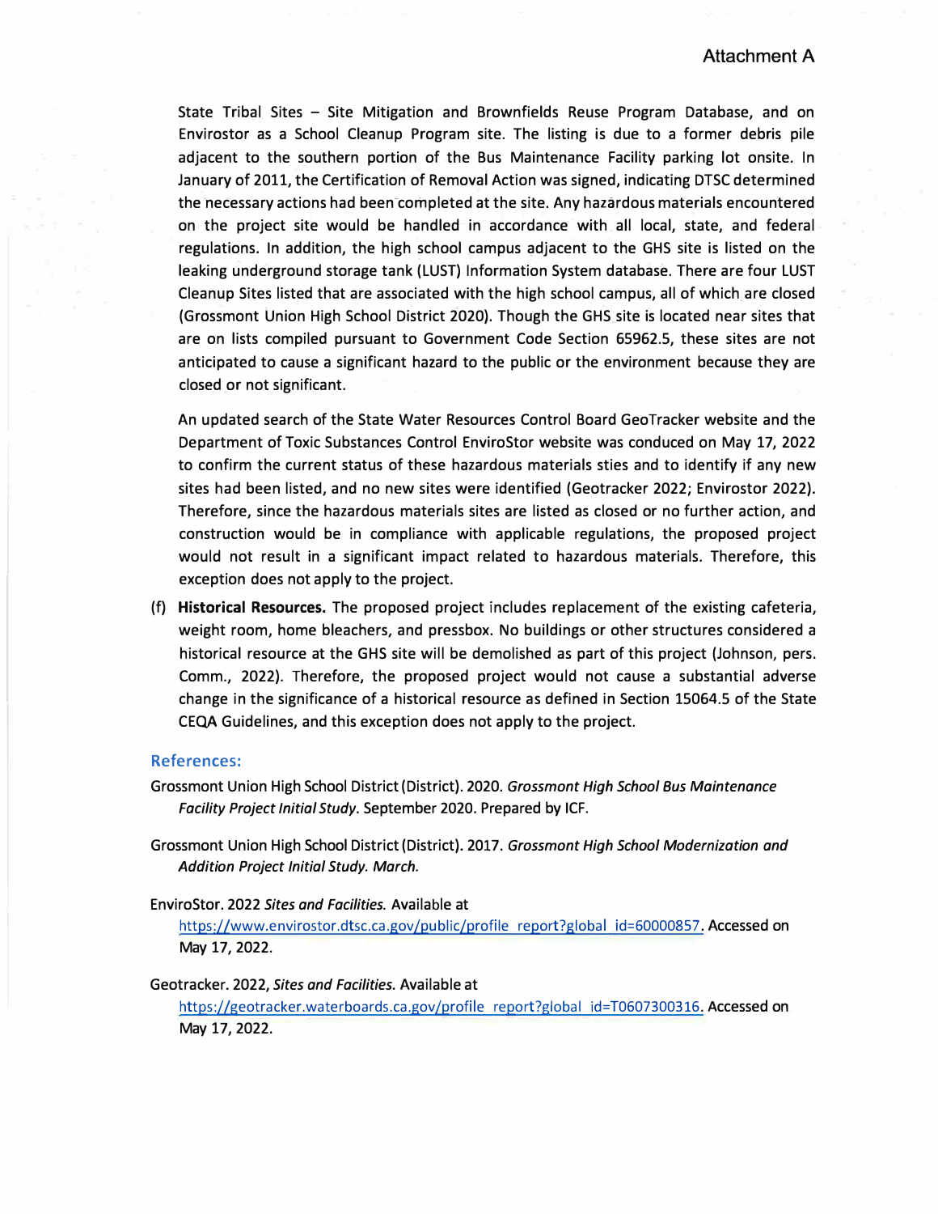State Tribal Sites – Site Mitigation and Brownfields Reuse Program Database, and on Envirostor as a School Cleanup Program site. The listing is due to a former debris pile adjacent to the southern portion of the Bus Maintenance Facility parking lot onsite. In January of 2011, the Certification of Removal Action was signed, indicating DTSC determined the necessary actions had been completed at the site. Any hazardous materials encountered on the project site would be handled in accordance with all local, state, and federal regulations. In addition, the high school campus adjacent to the GHS site is listed on the leaking underground storage tank (LUST) Information System database. There are four LUST Cleanup Sites listed that are associated with the high school campus, all of which are closed (Grossmont Union High School District 2020). Though the GHS site is located near sites that are on lists compiled pursuant to Government Code Section 65962.5, these sites are not anticipated to cause a significant hazard to the public or the environment because they are closed or not significant.

An updated search of the State Water Resources Control Board GeoTracker website and the Department of Toxic Substances Control EnviroStor website was conduced on May 17, 2022 to confirm the current status of these hazardous materials sties and to identify if any new sites had been listed, and no new sites were identified (Geotracker 2022; Envirostor 2022). Therefore, since the hazardous materials sites are listed as closed or no further action, and construction would be in compliance with applicable regulations, the proposed project would not result in a significant impact related to hazardous materials. Therefore, this exception does not apply to the project.

(f) **Historical Resources.** The proposed project includes replacement of the existing cafeteria, weight room, home bleachers, and pressbox. No buildings or other structures considered a historical resource at the GHS site will be demolished as part of this project (Johnson, pers. Comm., 2022). Therefore, the proposed project would not cause a substantial adverse change in the significance of a historical resource as defined in Section 15064.5 of the State CEQA Guidelines, and this exception does not apply to the project.

## References:

Grossmont Union High School District (District). 2020. *Grossmont High School Bus Maintenance Facility Project Initial Study*. September 2020. Prepared by ICF.

Grossmont Union High School District (District). 2017. *Grossmont High School Modernization and Addition Project Initial Study. March.*

EnviroStor. 2022 *Sites and Facilities.* Available at https://www.envirostor.dtsc.ca.gov/public/profile_report?global_id=60000857. Accessed on May 17, 2022.

Geotracker. 2022, *Sites and Facilities.* Available at https://geotracker.waterboards.ca.gov/profile_report?global_id=T0607300316. Accessed on May 17, 2022.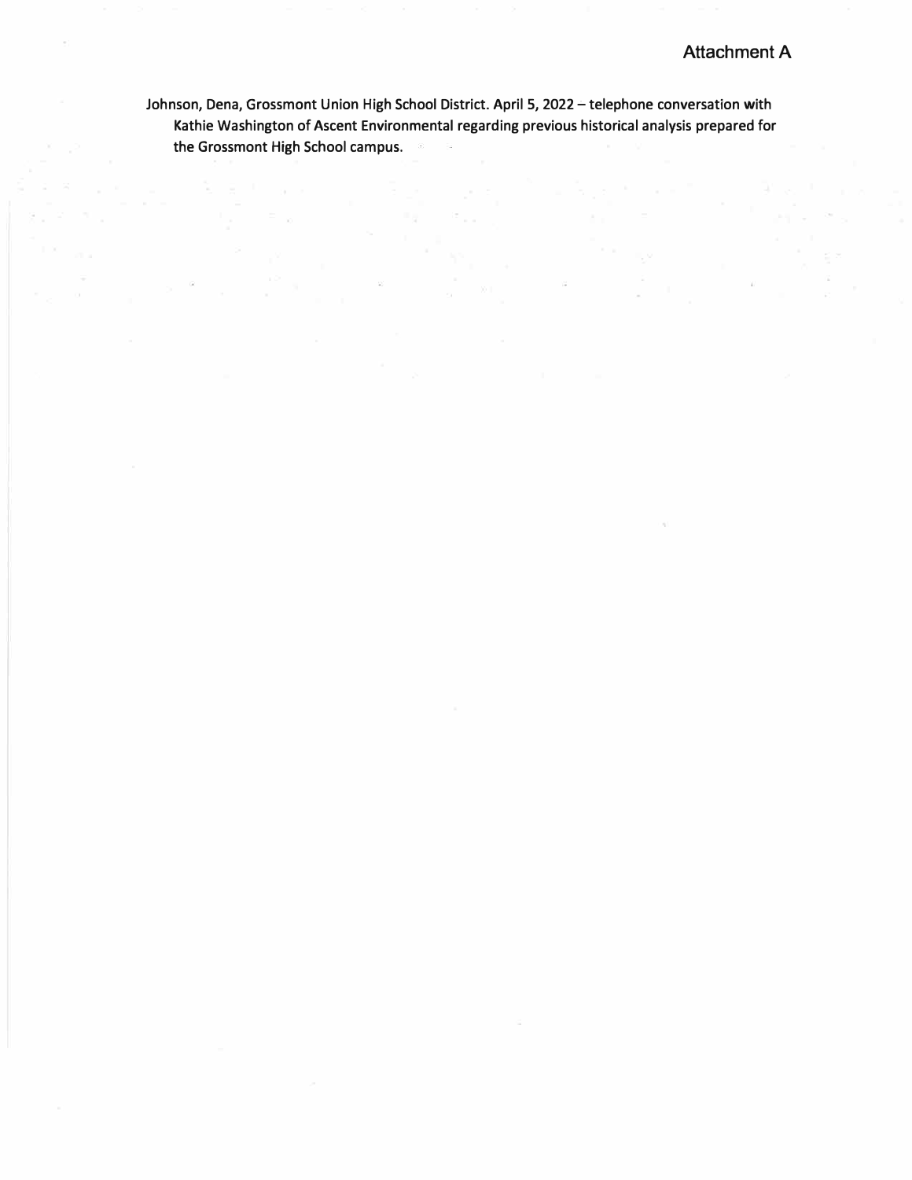Attachment A

**Johnson, Dena, Grossmont Union High School District. April 5, 2022 – telephone conversation with Kathie Washington of Ascent Environmental regarding previous historical analysis prepared for the Grossmont High School campus.**